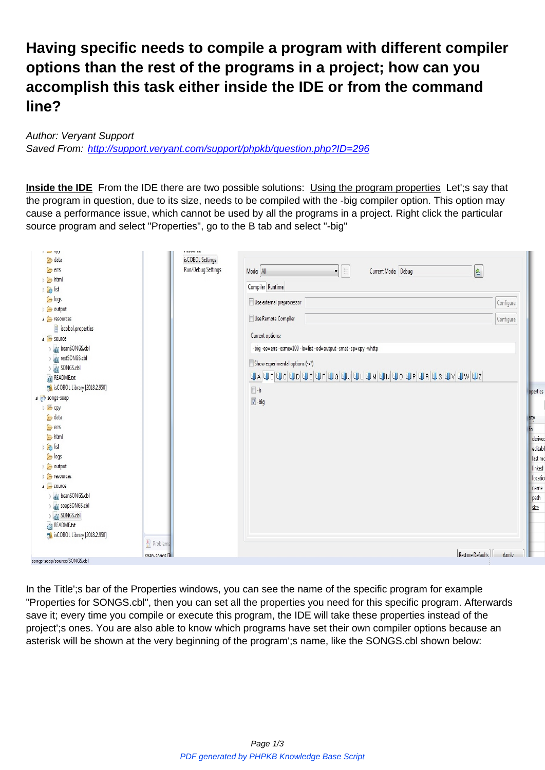# Having specific needs to compile a program with different compiler options than the rest of the programs in a project; how can you accomplish this task either inside the IDE or from the command line?

*Author: Veryant Support*
*Saved From: [http://support.veryant.com/support/phpkb/question.php?ID=296](http://support.veryant.com/support/phpkb/question.php?ID=296)*

**Inside the IDE** From the IDE there are two possible solutions: Using the program properties Let';s say that the program in question, due to its size, needs to be compiled with the -big compiler option. This option may cause a performance issue, which cannot be used by all the programs in a project. Right click the particular source program and select "Properties", go to the B tab and select "-big"

In the Title';s bar of the Properties windows, you can see the name of the specific program for example "Properties for SONGS.cbl", then you can set all the properties you need for this specific program. Afterwards save it; every time you compile or execute this program, the IDE will take these properties instead of the project';s ones. You are also able to know which programs have set their own compiler options because an asterisk will be shown at the very beginning of the program';s name, like the SONGS.cbl shown below: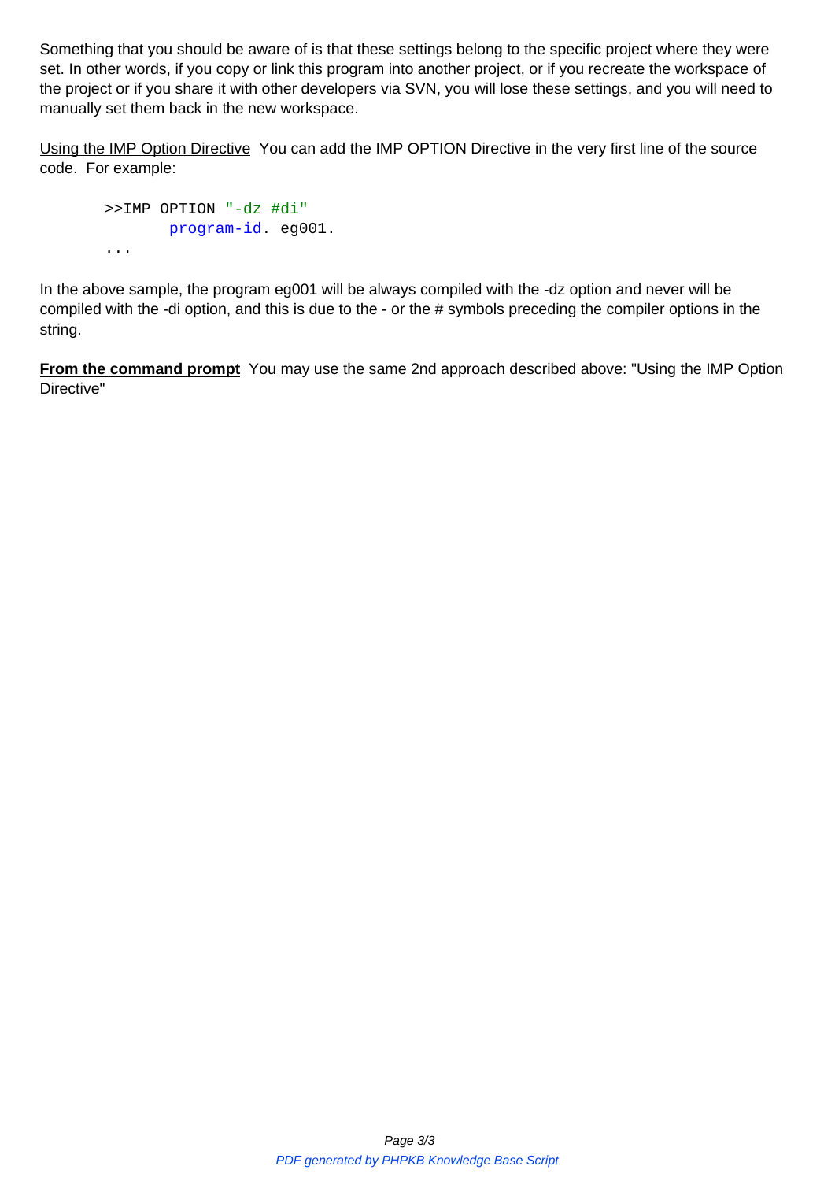Something that you should be aware of is that these settings belong to the specific project where they were set. In other words, if you copy or link this program into another project, or if you recreate the workspace of the project or if you share it with other developers via SVN, you will lose these settings, and you will need to manually set them back in the new workspace.

Using the IMP Option Directive  You can add the IMP OPTION Directive in the very first line of the source code.  For example:

```
>>IMP OPTION "-dz #di"
       program-id. eg001.
...
```

In the above sample, the program eg001 will be always compiled with the -dz option and never will be compiled with the -di option, and this is due to the - or the # symbols preceding the compiler options in the string.

**From the command prompt**  You may use the same 2nd approach described above: "Using the IMP Option Directive"